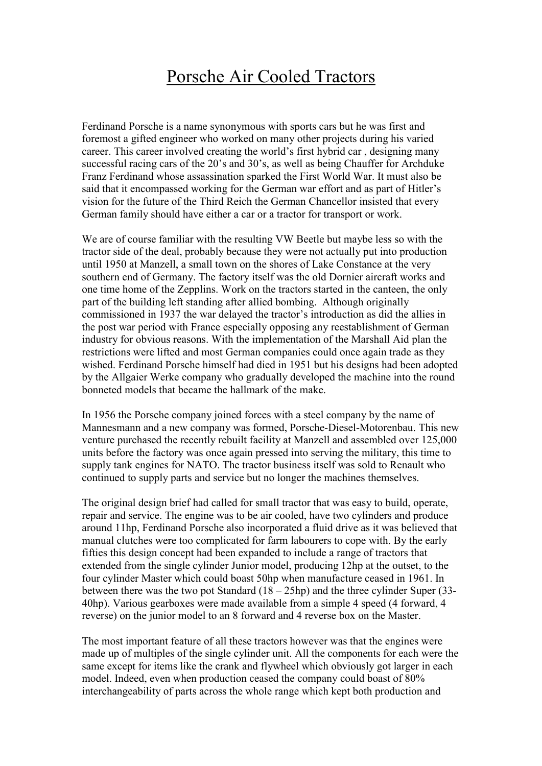# Porsche Air Cooled Tractors

Ferdinand Porsche is a name synonymous with sports cars but he was first and foremost a gifted engineer who worked on many other projects during his varied career. This career involved creating the world's first hybrid car , designing many successful racing cars of the 20's and 30's, as well as being Chauffer for Archduke Franz Ferdinand whose assassination sparked the First World War. It must also be said that it encompassed working for the German war effort and as part of Hitler's vision for the future of the Third Reich the German Chancellor insisted that every German family should have either a car or a tractor for transport or work.

We are of course familiar with the resulting VW Beetle but maybe less so with the tractor side of the deal, probably because they were not actually put into production until 1950 at Manzell, a small town on the shores of Lake Constance at the very southern end of Germany. The factory itself was the old Dornier aircraft works and one time home of the Zepplins. Work on the tractors started in the canteen, the only part of the building left standing after allied bombing. Although originally commissioned in 1937 the war delayed the tractor's introduction as did the allies in the post war period with France especially opposing any reestablishment of German industry for obvious reasons. With the implementation of the Marshall Aid plan the restrictions were lifted and most German companies could once again trade as they wished. Ferdinand Porsche himself had died in 1951 but his designs had been adopted by the Allgaier Werke company who gradually developed the machine into the round bonneted models that became the hallmark of the make.

In 1956 the Porsche company joined forces with a steel company by the name of Mannesmann and a new company was formed, Porsche-Diesel-Motorenbau. This new venture purchased the recently rebuilt facility at Manzell and assembled over 125,000 units before the factory was once again pressed into serving the military, this time to supply tank engines for NATO. The tractor business itself was sold to Renault who continued to supply parts and service but no longer the machines themselves.

The original design brief had called for small tractor that was easy to build, operate, repair and service. The engine was to be air cooled, have two cylinders and produce around 11hp, Ferdinand Porsche also incorporated a fluid drive as it was believed that manual clutches were too complicated for farm labourers to cope with. By the early fifties this design concept had been expanded to include a range of tractors that extended from the single cylinder Junior model, producing 12hp at the outset, to the four cylinder Master which could boast 50hp when manufacture ceased in 1961. In between there was the two pot Standard (18 – 25hp) and the three cylinder Super (33-40hp). Various gearboxes were made available from a simple 4 speed (4 forward, 4 reverse) on the junior model to an 8 forward and 4 reverse box on the Master.

The most important feature of all these tractors however was that the engines were made up of multiples of the single cylinder unit. All the components for each were the same except for items like the crank and flywheel which obviously got larger in each model. Indeed, even when production ceased the company could boast of 80% interchangeability of parts across the whole range which kept both production and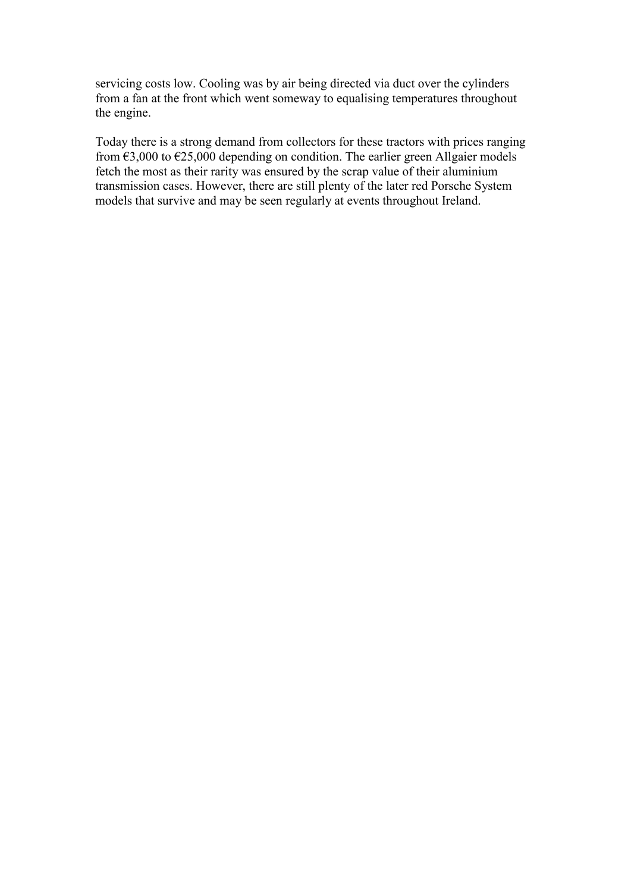servicing costs low. Cooling was by air being directed via duct over the cylinders from a fan at the front which went someway to equalising temperatures throughout the engine.

Today there is a strong demand from collectors for these tractors with prices ranging from €3,000 to €25,000 depending on condition. The earlier green Allgaier models fetch the most as their rarity was ensured by the scrap value of their aluminium transmission cases. However, there are still plenty of the later red Porsche System models that survive and may be seen regularly at events throughout Ireland.